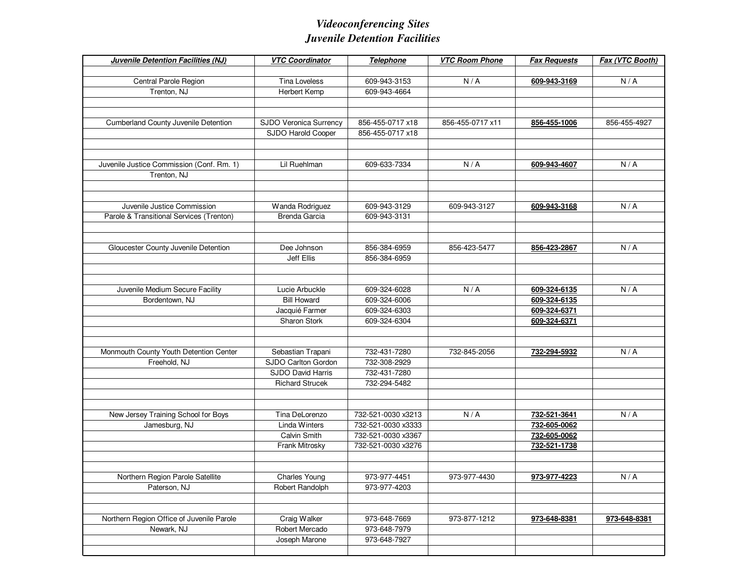# *Videoconferencing Sites*
# *Juvenile Detention Facilities*

| ***Juvenile Detention Facilities (NJ)*** | ***VTC Coordinator*** | ***Telephone*** | ***VTC Room Phone*** | ***Fax Requests*** | ***Fax (VTC Booth)*** |
|---|---|---|---|---|---|
| | | | | | |
| Central Parole Region | Tina Loveless | 609-943-3153 | N / A | **609-943-3169** | N / A |
| Trenton, NJ | Herbert Kemp | 609-943-4664 | | | |
| | | | | | |
| | | | | | |
| Cumberland County Juvenile Detention | SJDO Veronica Surrency | 856-455-0717 x18 | 856-455-0717 x11 | **856-455-1006** | 856-455-4927 |
| | SJDO Harold Cooper | 856-455-0717 x18 | | | |
| | | | | | |
| | | | | | |
| Juvenile Justice Commission (Conf. Rm. 1) | Lil Ruehlman | 609-633-7334 | N / A | **609-943-4607** | N / A |
| Trenton, NJ | | | | | |
| | | | | | |
| | | | | | |
| Juvenile Justice Commission | Wanda Rodriguez | 609-943-3129 | 609-943-3127 | **609-943-3168** | N / A |
| Parole & Transitional Services (Trenton) | Brenda Garcia | 609-943-3131 | | | |
| | | | | | |
| | | | | | |
| Gloucester County Juvenile Detention | Dee Johnson | 856-384-6959 | 856-423-5477 | **856-423-2867** | N / A |
| | Jeff Ellis | 856-384-6959 | | | |
| | | | | | |
| | | | | | |
| Juvenile Medium Secure Facility | Lucie Arbuckle | 609-324-6028 | N / A | **609-324-6135** | N / A |
| Bordentown, NJ | Bill Howard | 609-324-6006 | | **609-324-6135** | |
| | Jacquié Farmer | 609-324-6303 | | **609-324-6371** | |
| | Sharon Stork | 609-324-6304 | | **609-324-6371** | |
| | | | | | |
| | | | | | |
| Monmouth County Youth Detention Center | Sebastian Trapani | 732-431-7280 | 732-845-2056 | **732-294-5932** | N / A |
| Freehold, NJ | SJDO Carlton Gordon | 732-308-2929 | | | |
| | SJDO David Harris | 732-431-7280 | | | |
| | Richard Strucek | 732-294-5482 | | | |
| | | | | | |
| | | | | | |
| New Jersey Training School for Boys | Tina DeLorenzo | 732-521-0030 x3213 | N / A | **732-521-3641** | N / A |
| Jamesburg, NJ | Linda Winters | 732-521-0030 x3333 | | **732-605-0062** | |
| | Calvin Smith | 732-521-0030 x3367 | | **732-605-0062** | |
| | Frank Mitrosky | 732-521-0030 x3276 | | **732-521-1738** | |
| | | | | | |
| | | | | | |
| Northern Region Parole Satellite | Charles Young | 973-977-4451 | 973-977-4430 | **973-977-4223** | N / A |
| Paterson, NJ | Robert Randolph | 973-977-4203 | | | |
| | | | | | |
| | | | | | |
| Northern Region Office of Juvenile Parole | Craig Walker | 973-648-7669 | 973-877-1212 | **973-648-8381** | **973-648-8381** |
| Newark, NJ | Robert Mercado | 973-648-7979 | | | |
| | Joseph Marone | 973-648-7927 | | | |
| | | | | | |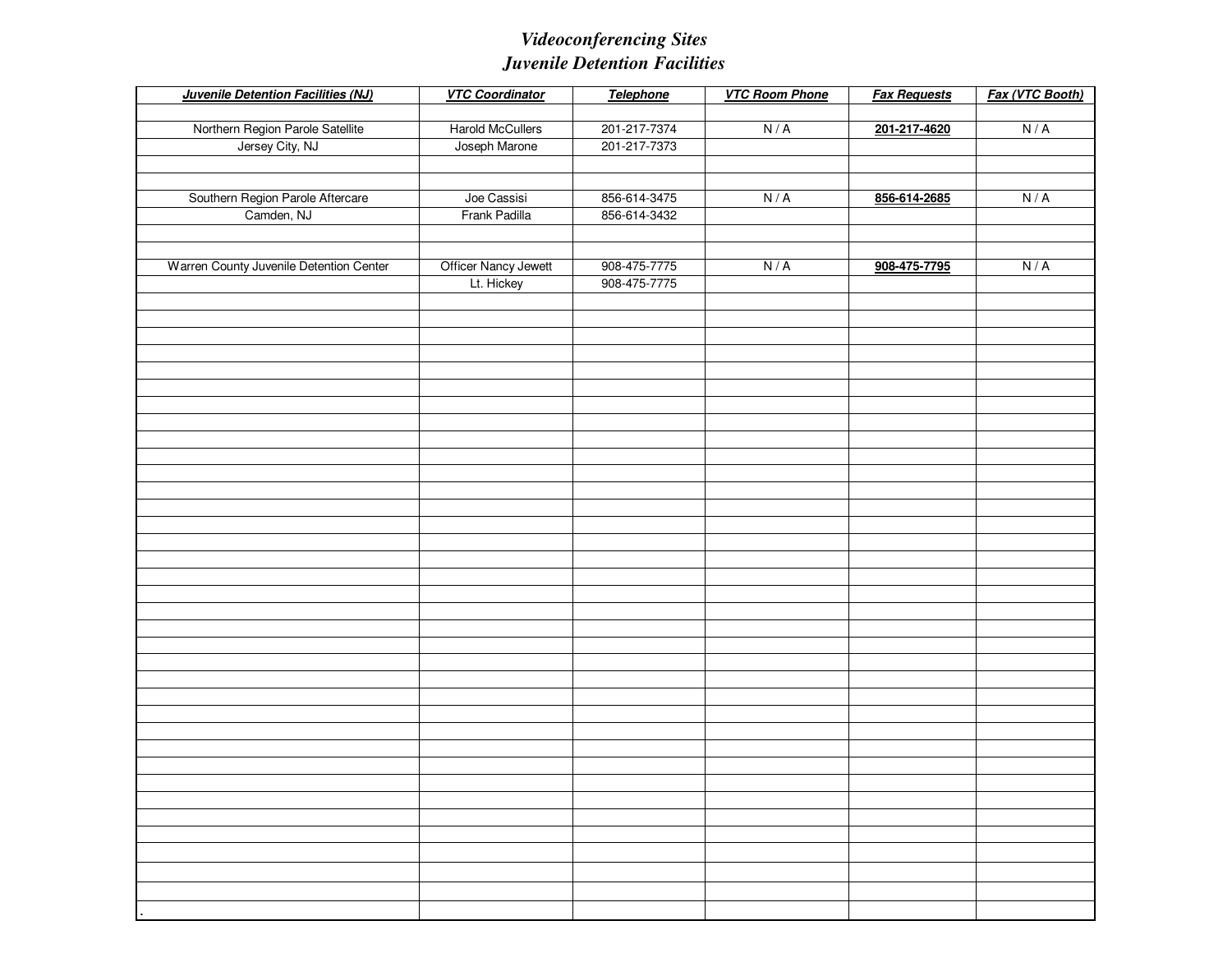# *Videoconferencing Sites*
# *Juvenile Detention Facilities*

| ***Juvenile Detention Facilities (NJ)*** | ***VTC Coordinator*** | ***Telephone*** | ***VTC Room Phone*** | ***Fax Requests*** | ***Fax (VTC Booth)*** |
|---|---|---|---|---|---|
| | | | | | |
| Northern Region Parole Satellite | Harold McCullers | 201-217-7374 | N / A | **201-217-4620** | N / A |
| Jersey City, NJ | Joseph Marone | 201-217-7373 | | | |
| | | | | | |
| | | | | | |
| Southern Region Parole Aftercare | Joe Cassisi | 856-614-3475 | N / A | **856-614-2685** | N / A |
| Camden, NJ | Frank Padilla | 856-614-3432 | | | |
| | | | | | |
| | | | | | |
| Warren County Juvenile Detention Center | Officer Nancy Jewett | 908-475-7775 | N / A | **908-475-7795** | N / A |
| | Lt. Hickey | 908-475-7775 | | | |
| . | | | | | |